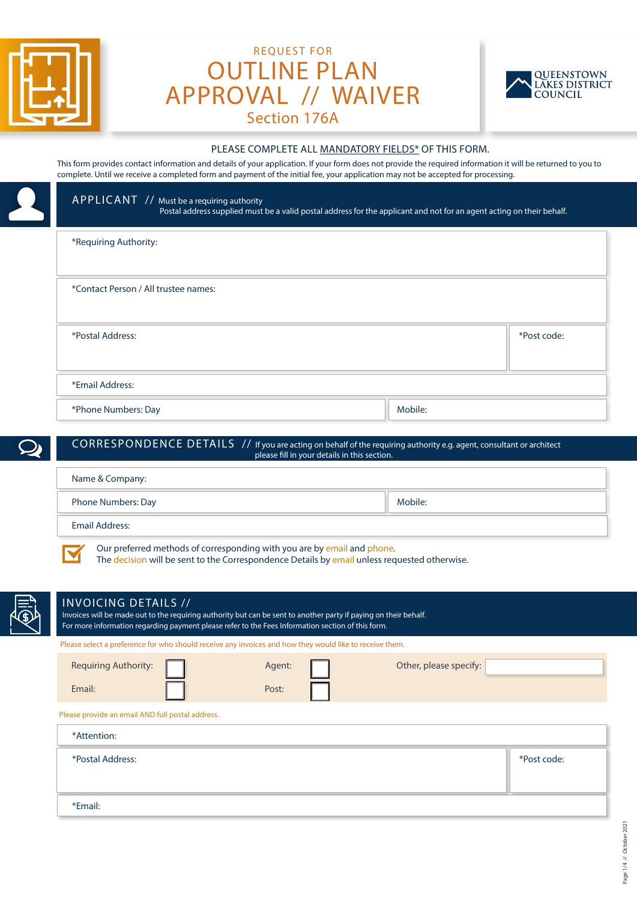REQUEST FOR

# OUTLINE PLAN APPROVAL // WAIVER

Section 176A

QUEENSTOWN LAKES DISTRICT COUNCIL

PLEASE COMPLETE ALL MANDATORY FIELDS* OF THIS FORM.

This form provides contact information and details of your application. If your form does not provide the required information it will be returned to you to complete. Until we receive a completed form and payment of the initial fee, your application may not be accepted for processing.

## APPLICANT // Must be a requiring authority

Postal address supplied must be a valid postal address for the applicant and not for an agent acting on their behalf.

*Requiring Authority:

*Contact Person / All trustee names:

*Postal Address: | *Post code:

*Email Address:

*Phone Numbers: Day | Mobile:

## CORRESPONDENCE DETAILS // If you are acting on behalf of the requiring authority e.g. agent, consultant or architect please fill in your details in this section.

Name & Company:

Phone Numbers: Day | Mobile:

Email Address:

Our preferred methods of corresponding with you are by email and phone.
The decision will be sent to the Correspondence Details by email unless requested otherwise.

## INVOICING DETAILS //

Invoices will be made out to the requiring authority but can be sent to another party if paying on their behalf.
For more information regarding payment please refer to the Fees Information section of this form.

Please select a preference for who should receive any invoices and how they would like to receive them.

Requiring Authority: ☐ Agent: ☐ Other, please specify:

Email: ☐ Post: ☐

Please provide an email AND full postal address.

*Attention:

*Postal Address: | *Post code:

*Email: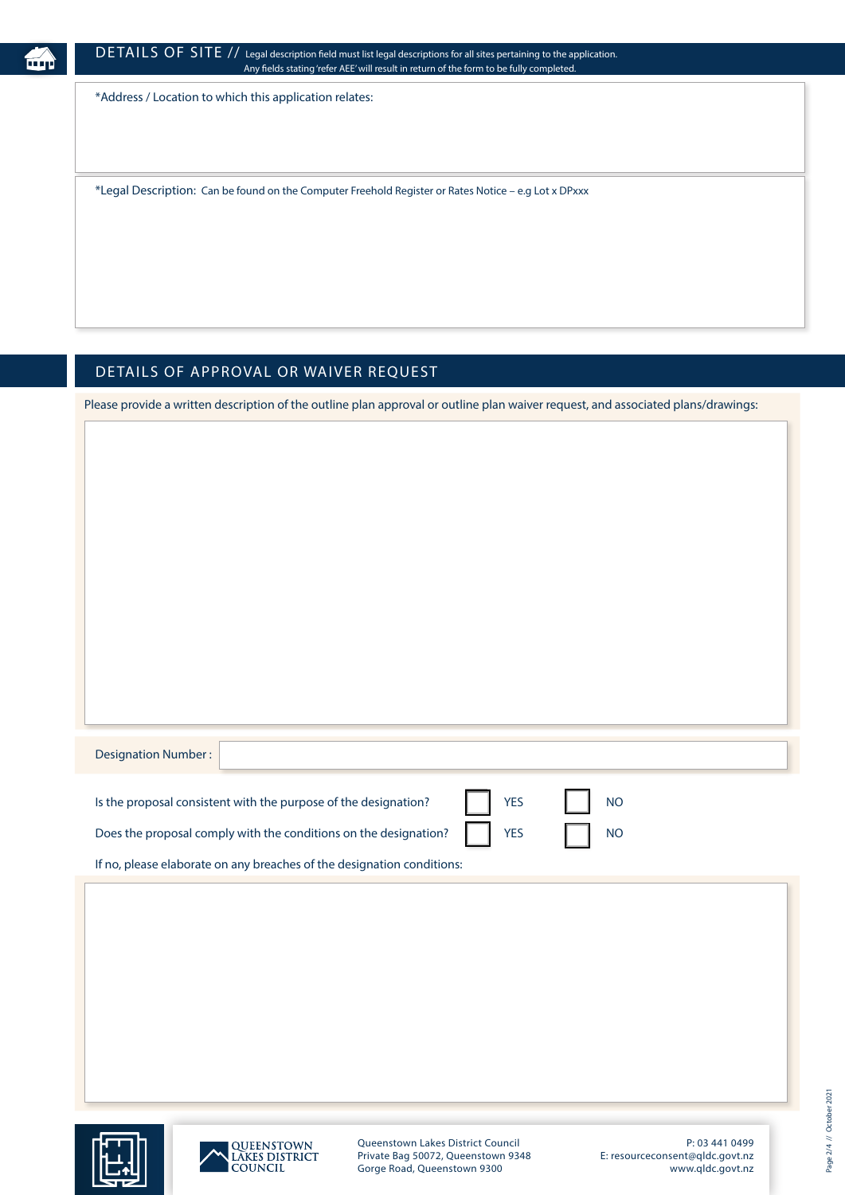## DETAILS OF SITE // Legal description field must list legal descriptions for all sites pertaining to the application. Any fields stating 'refer AEE' will result in return of the form to be fully completed.

*Address / Location to which this application relates:

*Legal Description: Can be found on the Computer Freehold Register or Rates Notice – e.g Lot x DPxxx

## DETAILS OF APPROVAL OR WAIVER REQUEST

Please provide a written description of the outline plan approval or outline plan waiver request, and associated plans/drawings:

Designation Number :

Is the proposal consistent with the purpose of the designation? ☐ YES ☐ NO

Does the proposal comply with the conditions on the designation? ☐ YES ☐ NO

If no, please elaborate on any breaches of the designation conditions:

QUEENSTOWN LAKES DISTRICT COUNCIL

Queenstown Lakes District Council
Private Bag 50072, Queenstown 9348
Gorge Road, Queenstown 9300

P: 03 441 0499
E: resourceconsent@qldc.govt.nz
www.qldc.govt.nz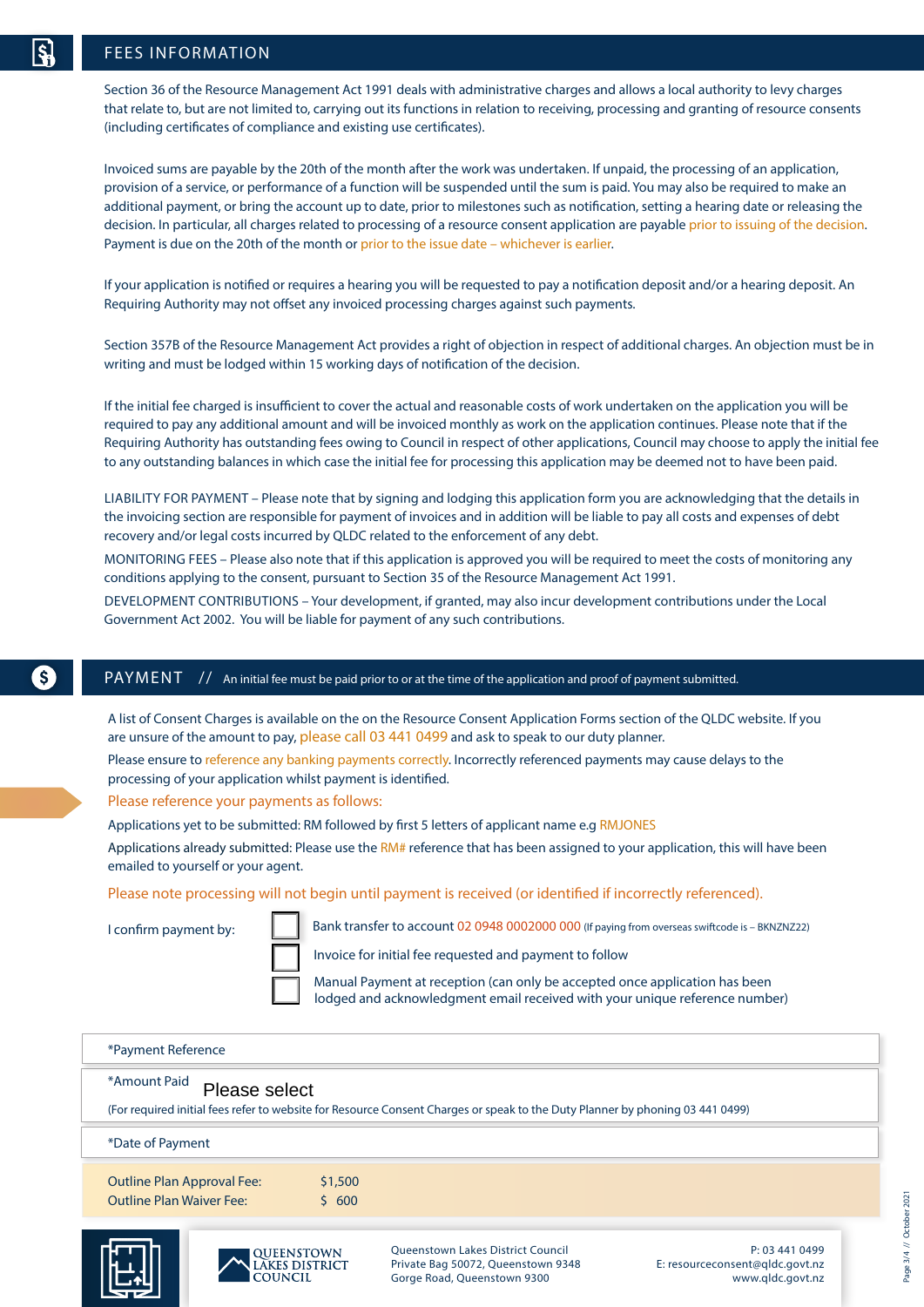## FEES INFORMATION

Section 36 of the Resource Management Act 1991 deals with administrative charges and allows a local authority to levy charges that relate to, but are not limited to, carrying out its functions in relation to receiving, processing and granting of resource consents (including certificates of compliance and existing use certificates).

Invoiced sums are payable by the 20th of the month after the work was undertaken. If unpaid, the processing of an application, provision of a service, or performance of a function will be suspended until the sum is paid. You may also be required to make an additional payment, or bring the account up to date, prior to milestones such as notification, setting a hearing date or releasing the decision. In particular, all charges related to processing of a resource consent application are payable prior to issuing of the decision. Payment is due on the 20th of the month or prior to the issue date – whichever is earlier.

If your application is notified or requires a hearing you will be requested to pay a notification deposit and/or a hearing deposit. An Requiring Authority may not offset any invoiced processing charges against such payments.

Section 357B of the Resource Management Act provides a right of objection in respect of additional charges. An objection must be in writing and must be lodged within 15 working days of notification of the decision.

If the initial fee charged is insufficient to cover the actual and reasonable costs of work undertaken on the application you will be required to pay any additional amount and will be invoiced monthly as work on the application continues. Please note that if the Requiring Authority has outstanding fees owing to Council in respect of other applications, Council may choose to apply the initial fee to any outstanding balances in which case the initial fee for processing this application may be deemed not to have been paid.

LIABILITY FOR PAYMENT – Please note that by signing and lodging this application form you are acknowledging that the details in the invoicing section are responsible for payment of invoices and in addition will be liable to pay all costs and expenses of debt recovery and/or legal costs incurred by QLDC related to the enforcement of any debt.

MONITORING FEES – Please also note that if this application is approved you will be required to meet the costs of monitoring any conditions applying to the consent, pursuant to Section 35 of the Resource Management Act 1991.

DEVELOPMENT CONTRIBUTIONS – Your development, if granted, may also incur development contributions under the Local Government Act 2002. You will be liable for payment of any such contributions.

## PAYMENT // An initial fee must be paid prior to or at the time of the application and proof of payment submitted.

A list of Consent Charges is available on the on the Resource Consent Application Forms section of the QLDC website. If you are unsure of the amount to pay, please call 03 441 0499 and ask to speak to our duty planner.

Please ensure to reference any banking payments correctly. Incorrectly referenced payments may cause delays to the processing of your application whilst payment is identified.

Please reference your payments as follows:

Applications yet to be submitted: RM followed by first 5 letters of applicant name e.g RMJONES

Applications already submitted: Please use the RM# reference that has been assigned to your application, this will have been emailed to yourself or your agent.

Please note processing will not begin until payment is received (or identified if incorrectly referenced).

I confirm payment by:

- ☐ Bank transfer to account 02 0948 0002000 000 (If paying from overseas swiftcode is – BKNZNZ22)
- ☐ Invoice for initial fee requested and payment to follow
- ☐ Manual Payment at reception (can only be accepted once application has been lodged and acknowledgment email received with your unique reference number)

*Payment Reference

*Amount Paid Please select

(For required initial fees refer to website for Resource Consent Charges or speak to the Duty Planner by phoning 03 441 0499)

*Date of Payment

| | |
|---|---|
| Outline Plan Approval Fee: | $1,500 |
| Outline Plan Waiver Fee: | $ 600 |

QUEENSTOWN LAKES DISTRICT COUNCIL

Queenstown Lakes District Council
Private Bag 50072, Queenstown 9348
Gorge Road, Queenstown 9300

P: 03 441 0499
E: resourceconsent@qldc.govt.nz
www.qldc.govt.nz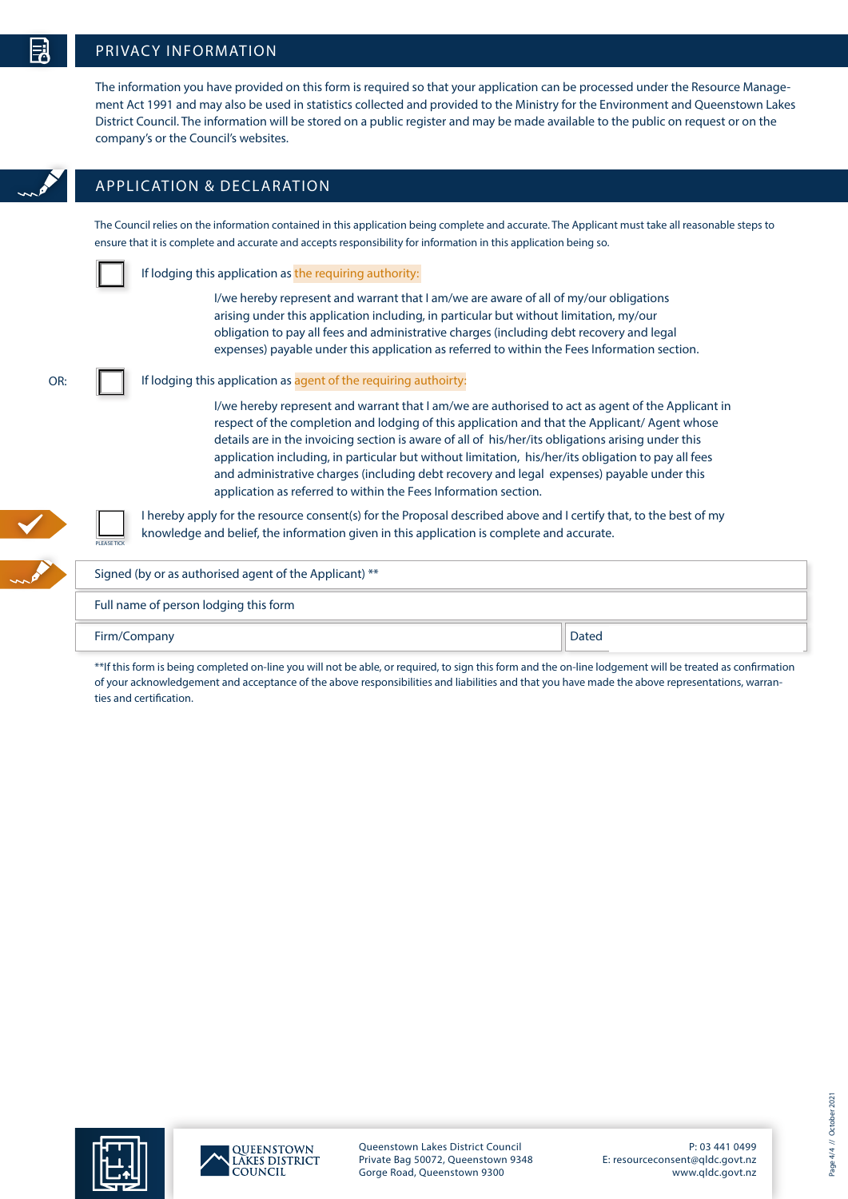## PRIVACY INFORMATION

The information you have provided on this form is required so that your application can be processed under the Resource Management Act 1991 and may also be used in statistics collected and provided to the Ministry for the Environment and Queenstown Lakes District Council. The information will be stored on a public register and may be made available to the public on request or on the company's or the Council's websites.

## APPLICATION & DECLARATION

The Council relies on the information contained in this application being complete and accurate. The Applicant must take all reasonable steps to ensure that it is complete and accurate and accepts responsibility for information in this application being so.

☐ If lodging this application as the requiring authority:

I/we hereby represent and warrant that I am/we are aware of all of my/our obligations arising under this application including, in particular but without limitation, my/our obligation to pay all fees and administrative charges (including debt recovery and legal expenses) payable under this application as referred to within the Fees Information section.

OR: ☐ If lodging this application as agent of the requiring authoirty:

I/we hereby represent and warrant that I am/we are authorised to act as agent of the Applicant in respect of the completion and lodging of this application and that the Applicant/ Agent whose details are in the invoicing section is aware of all of his/her/its obligations arising under this application including, in particular but without limitation, his/her/its obligation to pay all fees and administrative charges (including debt recovery and legal expenses) payable under this application as referred to within the Fees Information section.

☐ PLEASE TICK — I hereby apply for the resource consent(s) for the Proposal described above and I certify that, to the best of my knowledge and belief, the information given in this application is complete and accurate.

| | |
|---|---|
| Signed (by or as authorised agent of the Applicant) ** | |
| Full name of person lodging this form | |
| Firm/Company | Dated |

**If this form is being completed on-line you will not be able, or required, to sign this form and the on-line lodgement will be treated as confirmation of your acknowledgement and acceptance of the above responsibilities and liabilities and that you have made the above representations, warranties and certification.

QUEENSTOWN LAKES DISTRICT COUNCIL

Queenstown Lakes District Council
Private Bag 50072, Queenstown 9348
Gorge Road, Queenstown 9300

P: 03 441 0499
E: resourceconsent@qldc.govt.nz
www.qldc.govt.nz